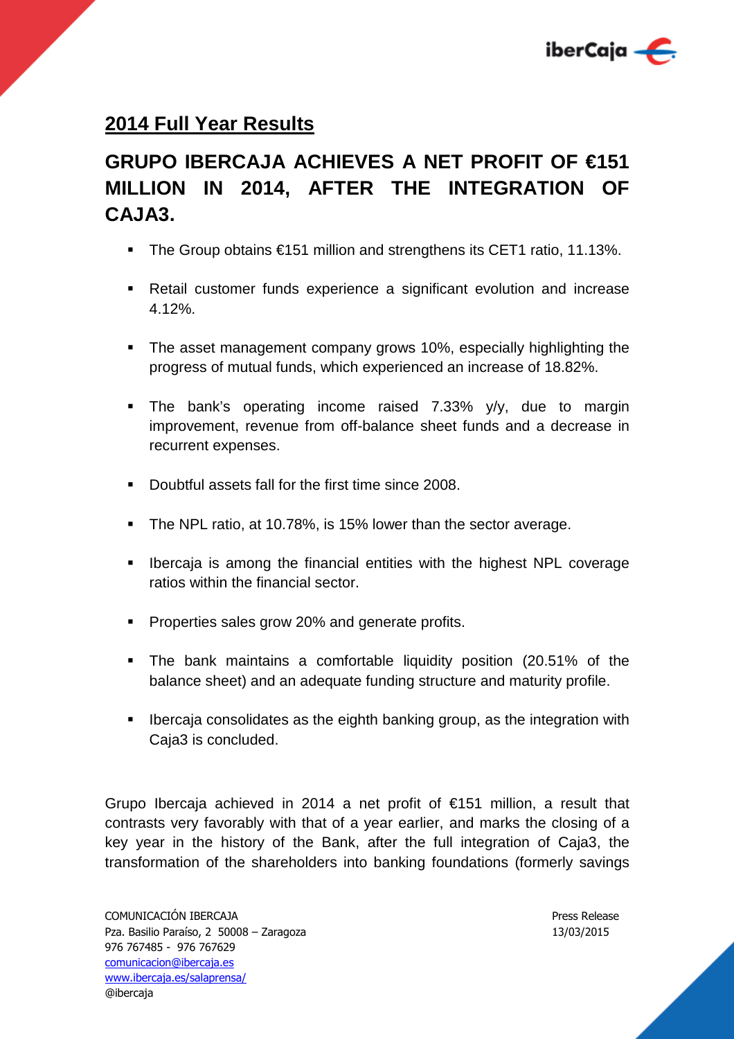## 2014 Full Year Results

# GRUPO IBERCAJA ACHIEVES A NET PROFIT OF €151 MILLION IN 2014, AFTER THE INTEGRATION OF CAJA3.

- The Group obtains €151 million and strengthens its CET1 ratio, 11.13%.
- Retail customer funds experience a significant evolution and increase 4.12%.
- The asset management company grows 10%, especially highlighting the progress of mutual funds, which experienced an increase of 18.82%.
- The bank's operating income raised 7.33% y/y, due to margin improvement, revenue from off-balance sheet funds and a decrease in recurrent expenses.
- Doubtful assets fall for the first time since 2008.
- The NPL ratio, at 10.78%, is 15% lower than the sector average.
- Ibercaja is among the financial entities with the highest NPL coverage ratios within the financial sector.
- Properties sales grow 20% and generate profits.
- The bank maintains a comfortable liquidity position (20.51% of the balance sheet) and an adequate funding structure and maturity profile.
- Ibercaja consolidates as the eighth banking group, as the integration with Caja3 is concluded.

Grupo Ibercaja achieved in 2014 a net profit of €151 million, a result that contrasts very favorably with that of a year earlier, and marks the closing of a key year in the history of the Bank, after the full integration of Caja3, the transformation of the shareholders into banking foundations (formerly savings

COMUNICACIÓN IBERCAJA
Pza. Basilio Paraíso, 2 50008 – Zaragoza
976 767485 - 976 767629
comunicacion@ibercaja.es
www.ibercaja.es/salaprensa/
@ibercaja

Press Release
13/03/2015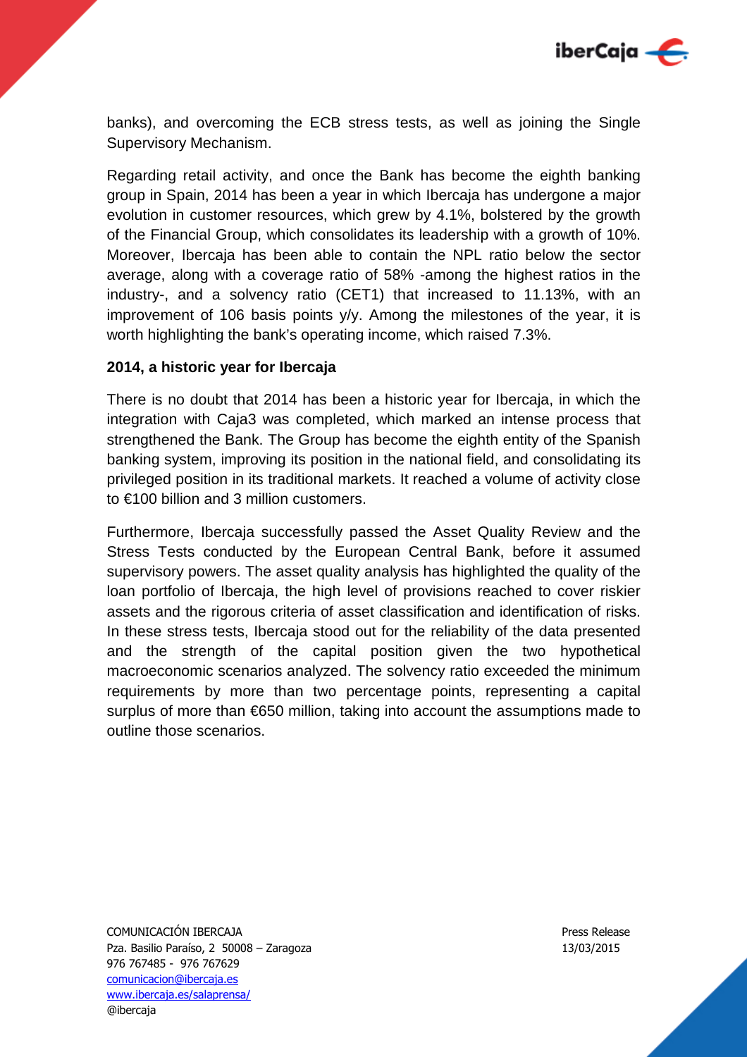banks), and overcoming the ECB stress tests, as well as joining the Single Supervisory Mechanism.

Regarding retail activity, and once the Bank has become the eighth banking group in Spain, 2014 has been a year in which Ibercaja has undergone a major evolution in customer resources, which grew by 4.1%, bolstered by the growth of the Financial Group, which consolidates its leadership with a growth of 10%. Moreover, Ibercaja has been able to contain the NPL ratio below the sector average, along with a coverage ratio of 58% -among the highest ratios in the industry-, and a solvency ratio (CET1) that increased to 11.13%, with an improvement of 106 basis points y/y. Among the milestones of the year, it is worth highlighting the bank's operating income, which raised 7.3%.

**2014, a historic year for Ibercaja**

There is no doubt that 2014 has been a historic year for Ibercaja, in which the integration with Caja3 was completed, which marked an intense process that strengthened the Bank. The Group has become the eighth entity of the Spanish banking system, improving its position in the national field, and consolidating its privileged position in its traditional markets. It reached a volume of activity close to €100 billion and 3 million customers.

Furthermore, Ibercaja successfully passed the Asset Quality Review and the Stress Tests conducted by the European Central Bank, before it assumed supervisory powers. The asset quality analysis has highlighted the quality of the loan portfolio of Ibercaja, the high level of provisions reached to cover riskier assets and the rigorous criteria of asset classification and identification of risks. In these stress tests, Ibercaja stood out for the reliability of the data presented and the strength of the capital position given the two hypothetical macroeconomic scenarios analyzed. The solvency ratio exceeded the minimum requirements by more than two percentage points, representing a capital surplus of more than €650 million, taking into account the assumptions made to outline those scenarios.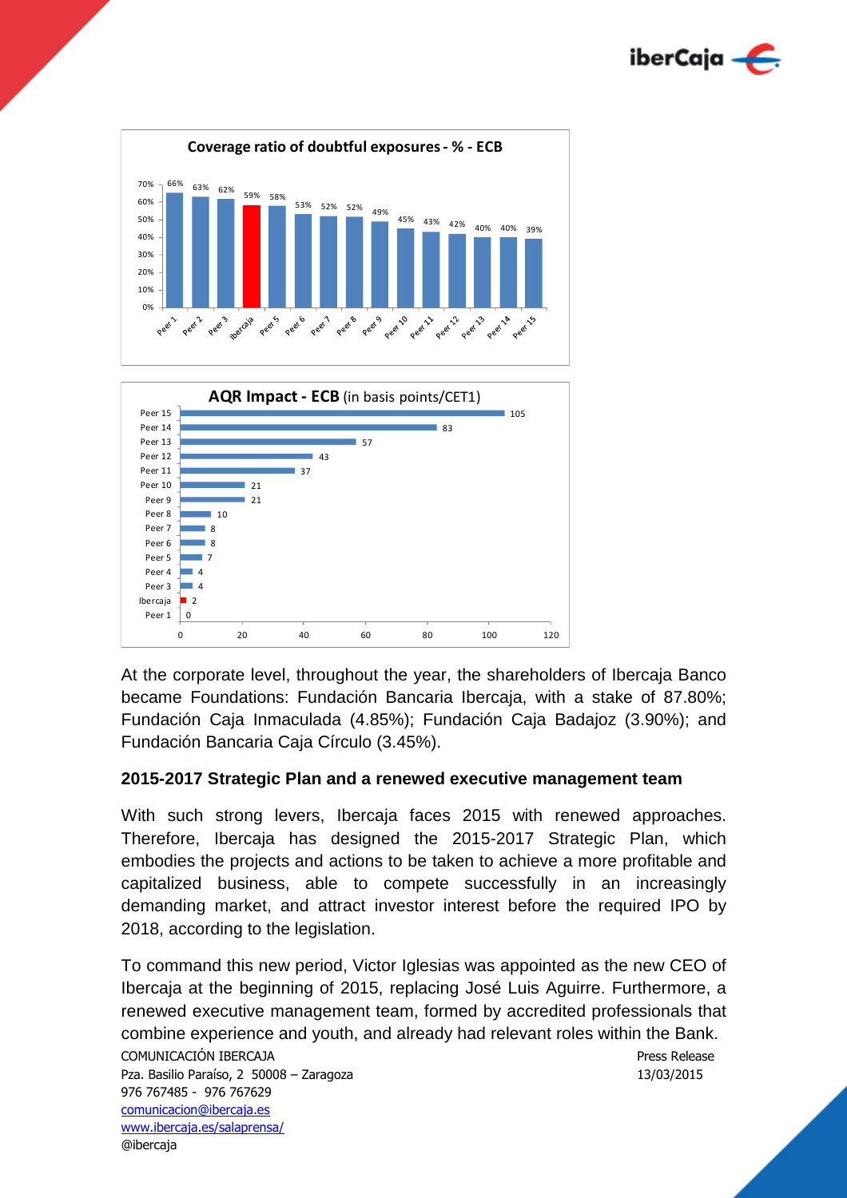**Coverage ratio of doubtful exposures - % - ECB**

| Peer 1 | Peer 2 | Peer 3 | Ibercaja | Peer 5 | Peer 6 | Peer 7 | Peer 8 | Peer 9 | Peer 10 | Peer 11 | Peer 12 | Peer 13 | Peer 14 | Peer 15 |
|---|---|---|---|---|---|---|---|---|---|---|---|---|---|---|
| 66% | 63% | 62% | 59% | 58% | 53% | 52% | 52% | 49% | 45% | 43% | 42% | 40% | 40% | 39% |

**AQR Impact - ECB** (in basis points/CET1)

| | AQR Impact |
|---|---|
| Peer 15 | 105 |
| Peer 14 | 83 |
| Peer 13 | 57 |
| Peer 12 | 43 |
| Peer 11 | 37 |
| Peer 10 | 21 |
| Peer 9 | 21 |
| Peer 8 | 10 |
| Peer 7 | 8 |
| Peer 6 | 8 |
| Peer 5 | 7 |
| Peer 4 | 4 |
| Peer 3 | 4 |
| Ibercaja | 2 |
| Peer 1 | 0 |

At the corporate level, throughout the year, the shareholders of Ibercaja Banco became Foundations: Fundación Bancaria Ibercaja, with a stake of 87.80%; Fundación Caja Inmaculada (4.85%); Fundación Caja Badajoz (3.90%); and Fundación Bancaria Caja Círculo (3.45%).

## 2015-2017 Strategic Plan and a renewed executive management team

With such strong levers, Ibercaja faces 2015 with renewed approaches. Therefore, Ibercaja has designed the 2015-2017 Strategic Plan, which embodies the projects and actions to be taken to achieve a more profitable and capitalized business, able to compete successfully in an increasingly demanding market, and attract investor interest before the required IPO by 2018, according to the legislation.

To command this new period, Victor Iglesias was appointed as the new CEO of Ibercaja at the beginning of 2015, replacing José Luis Aguirre. Furthermore, a renewed executive management team, formed by accredited professionals that combine experience and youth, and already had relevant roles within the Bank.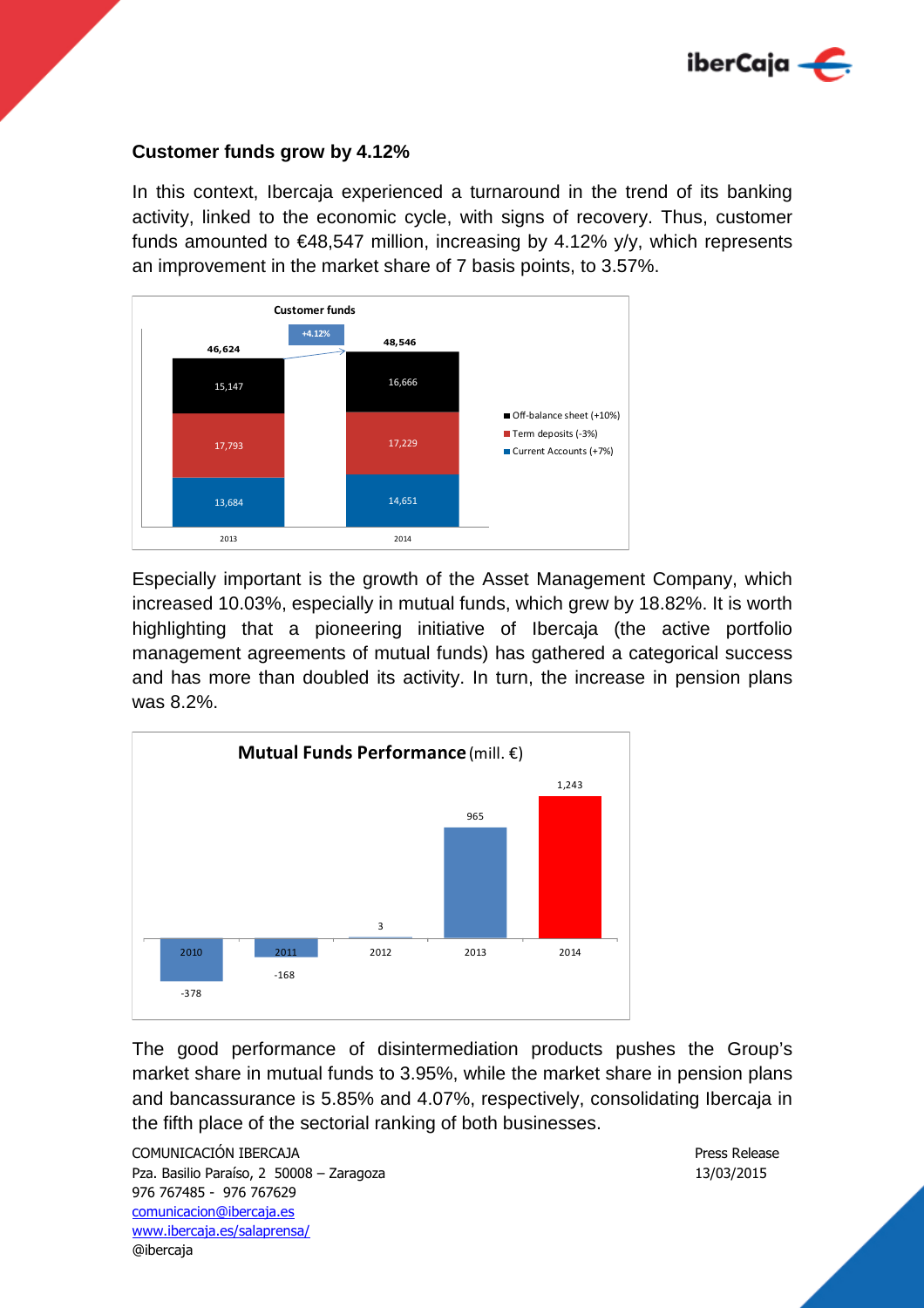### Customer funds grow by 4.12%

In this context, Ibercaja experienced a turnaround in the trend of its banking activity, linked to the economic cycle, with signs of recovery. Thus, customer funds amounted to €48,547 million, increasing by 4.12% y/y, which represents an improvement in the market share of 7 basis points, to 3.57%.

**Customer funds**

| | 2013 | 2014 |
|---|---|---|
| Off-balance sheet (+10%) | 15,147 | 16,666 |
| Term deposits (-3%) | 17,793 | 17,229 |
| Current Accounts (+7%) | 13,684 | 14,651 |
| Total | 46,624 | 48,546 (+4.12%) |

Especially important is the growth of the Asset Management Company, which increased 10.03%, especially in mutual funds, which grew by 18.82%. It is worth highlighting that a pioneering initiative of Ibercaja (the active portfolio management agreements of mutual funds) has gathered a categorical success and has more than doubled its activity. In turn, the increase in pension plans was 8.2%.

**Mutual Funds Performance** (mill. €)

| 2010 | 2011 | 2012 | 2013 | 2014 |
|---|---|---|---|---|
| -378 | -168 | 3 | 965 | 1,243 |

The good performance of disintermediation products pushes the Group's market share in mutual funds to 3.95%, while the market share in pension plans and bancassurance is 5.85% and 4.07%, respectively, consolidating Ibercaja in the fifth place of the sectorial ranking of both businesses.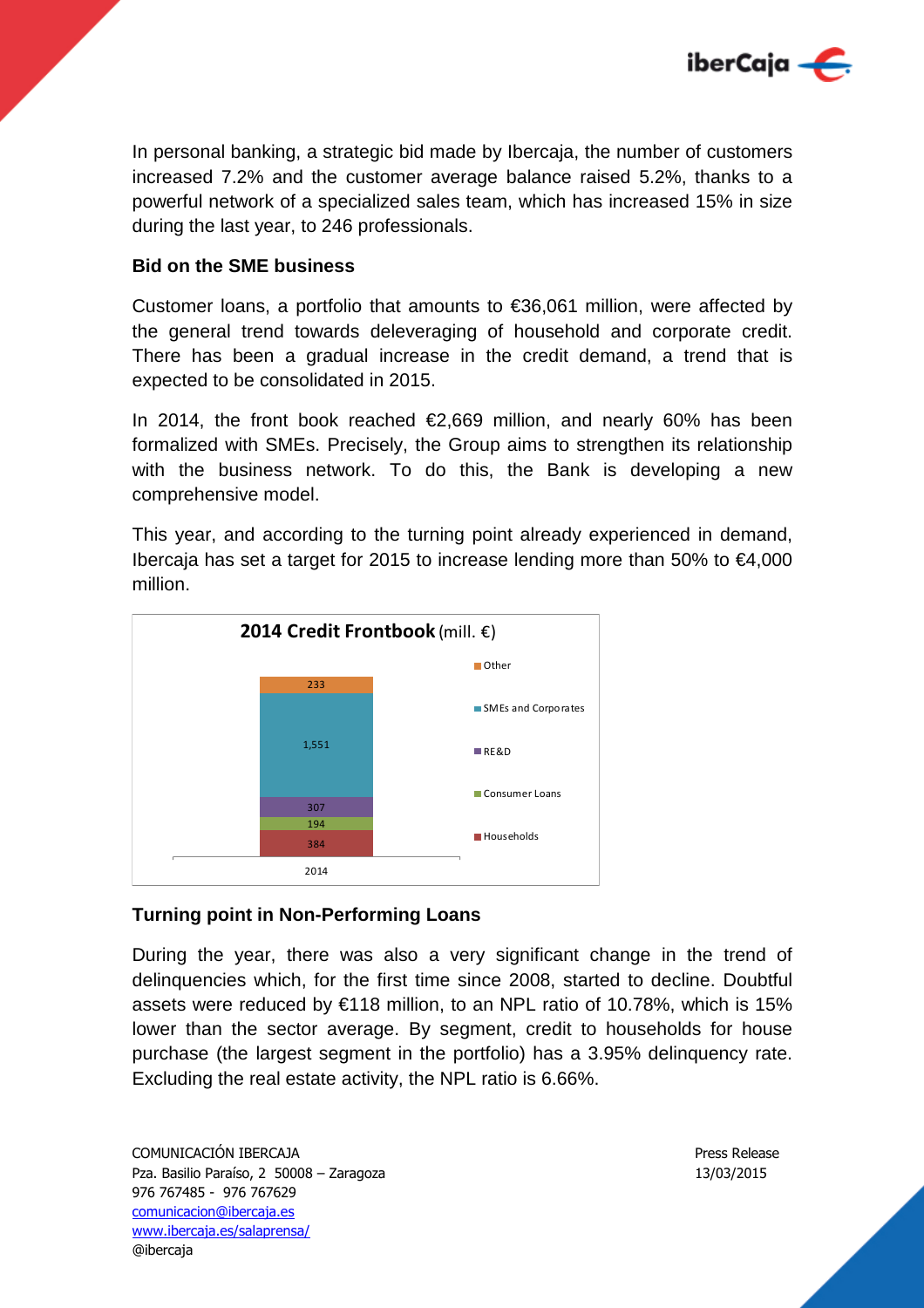In personal banking, a strategic bid made by Ibercaja, the number of customers increased 7.2% and the customer average balance raised 5.2%, thanks to a powerful network of a specialized sales team, which has increased 15% in size during the last year, to 246 professionals.

**Bid on the SME business**

Customer loans, a portfolio that amounts to €36,061 million, were affected by the general trend towards deleveraging of household and corporate credit. There has been a gradual increase in the credit demand, a trend that is expected to be consolidated in 2015.

In 2014, the front book reached €2,669 million, and nearly 60% has been formalized with SMEs. Precisely, the Group aims to strengthen its relationship with the business network. To do this, the Bank is developing a new comprehensive model.

This year, and according to the turning point already experienced in demand, Ibercaja has set a target for 2015 to increase lending more than 50% to €4,000 million.

**2014 Credit Frontbook** (mill. €)

| Segment | 2014 |
|---|---|
| Other | 233 |
| SMEs and Corporates | 1,551 |
| RE&D | 307 |
| Consumer Loans | 194 |
| Households | 384 |

**Turning point in Non-Performing Loans**

During the year, there was also a very significant change in the trend of delinquencies which, for the first time since 2008, started to decline. Doubtful assets were reduced by €118 million, to an NPL ratio of 10.78%, which is 15% lower than the sector average. By segment, credit to households for house purchase (the largest segment in the portfolio) has a 3.95% delinquency rate. Excluding the real estate activity, the NPL ratio is 6.66%.

COMUNICACIÓN IBERCAJA
Pza. Basilio Paraíso, 2 50008 – Zaragoza
976 767485 - 976 767629
comunicacion@ibercaja.es
www.ibercaja.es/salaprensa/
@ibercaja

Press Release
13/03/2015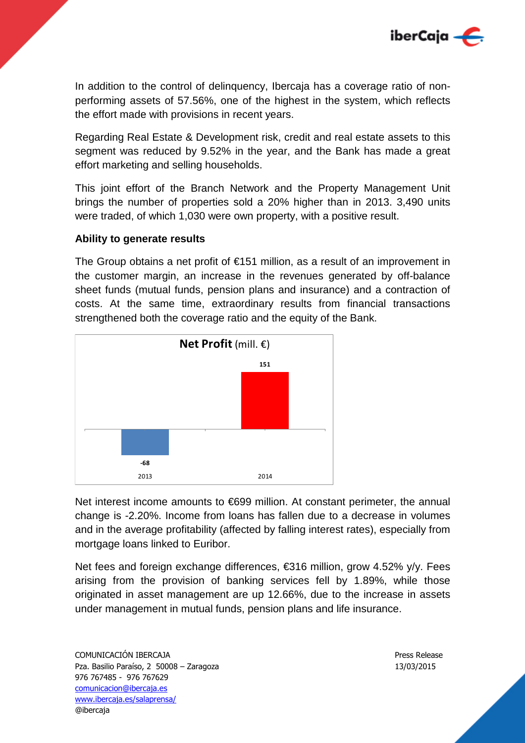In addition to the control of delinquency, Ibercaja has a coverage ratio of non-performing assets of 57.56%, one of the highest in the system, which reflects the effort made with provisions in recent years.

Regarding Real Estate & Development risk, credit and real estate assets to this segment was reduced by 9.52% in the year, and the Bank has made a great effort marketing and selling households.

This joint effort of the Branch Network and the Property Management Unit brings the number of properties sold a 20% higher than in 2013. 3,490 units were traded, of which 1,030 were own property, with a positive result.

**Ability to generate results**

The Group obtains a net profit of €151 million, as a result of an improvement in the customer margin, an increase in the revenues generated by off-balance sheet funds (mutual funds, pension plans and insurance) and a contraction of costs. At the same time, extraordinary results from financial transactions strengthened both the coverage ratio and the equity of the Bank.

**Net Profit** (mill. €)

| 2013 | 2014 |
| --- | --- |
| -68 | 151 |

Net interest income amounts to €699 million. At constant perimeter, the annual change is -2.20%. Income from loans has fallen due to a decrease in volumes and in the average profitability (affected by falling interest rates), especially from mortgage loans linked to Euribor.

Net fees and foreign exchange differences, €316 million, grow 4.52% y/y. Fees arising from the provision of banking services fell by 1.89%, while those originated in asset management are up 12.66%, due to the increase in assets under management in mutual funds, pension plans and life insurance.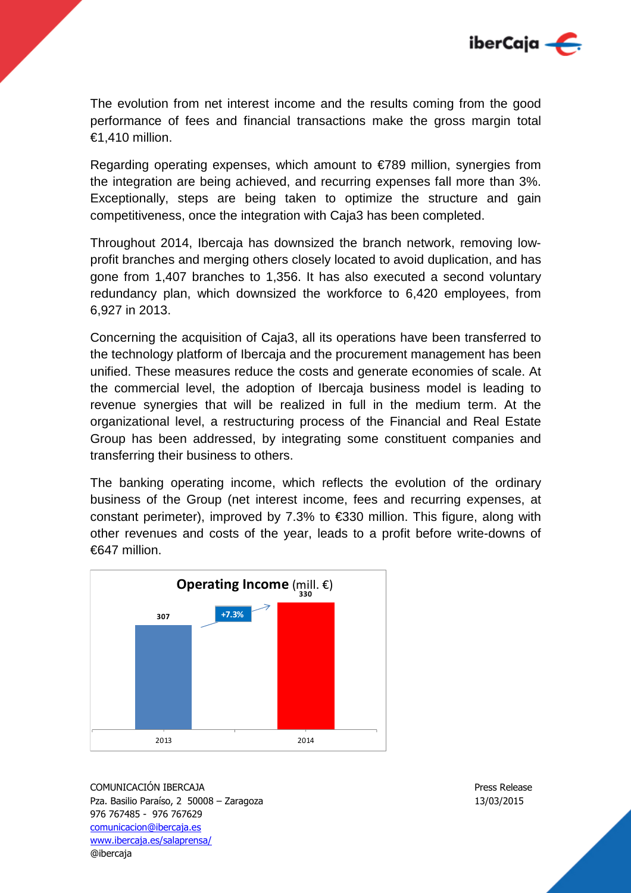The evolution from net interest income and the results coming from the good performance of fees and financial transactions make the gross margin total €1,410 million.

Regarding operating expenses, which amount to €789 million, synergies from the integration are being achieved, and recurring expenses fall more than 3%. Exceptionally, steps are being taken to optimize the structure and gain competitiveness, once the integration with Caja3 has been completed.

Throughout 2014, Ibercaja has downsized the branch network, removing low-profit branches and merging others closely located to avoid duplication, and has gone from 1,407 branches to 1,356. It has also executed a second voluntary redundancy plan, which downsized the workforce to 6,420 employees, from 6,927 in 2013.

Concerning the acquisition of Caja3, all its operations have been transferred to the technology platform of Ibercaja and the procurement management has been unified. These measures reduce the costs and generate economies of scale. At the commercial level, the adoption of Ibercaja business model is leading to revenue synergies that will be realized in full in the medium term. At the organizational level, a restructuring process of the Financial and Real Estate Group has been addressed, by integrating some constituent companies and transferring their business to others.

The banking operating income, which reflects the evolution of the ordinary business of the Group (net interest income, fees and recurring expenses, at constant perimeter), improved by 7.3% to €330 million. This figure, along with other revenues and costs of the year, leads to a profit before write-downs of €647 million.

**Operating Income** (mill. €)

| | 2013 | 2014 |
|---|---|---|
| Operating Income | 307 | 330 |

+7.3%

COMUNICACIÓN IBERCAJA
Pza. Basilio Paraíso, 2 50008 – Zaragoza
976 767485 - 976 767629
comunicacion@ibercaja.es
www.ibercaja.es/salaprensa/
@ibercaja

Press Release
13/03/2015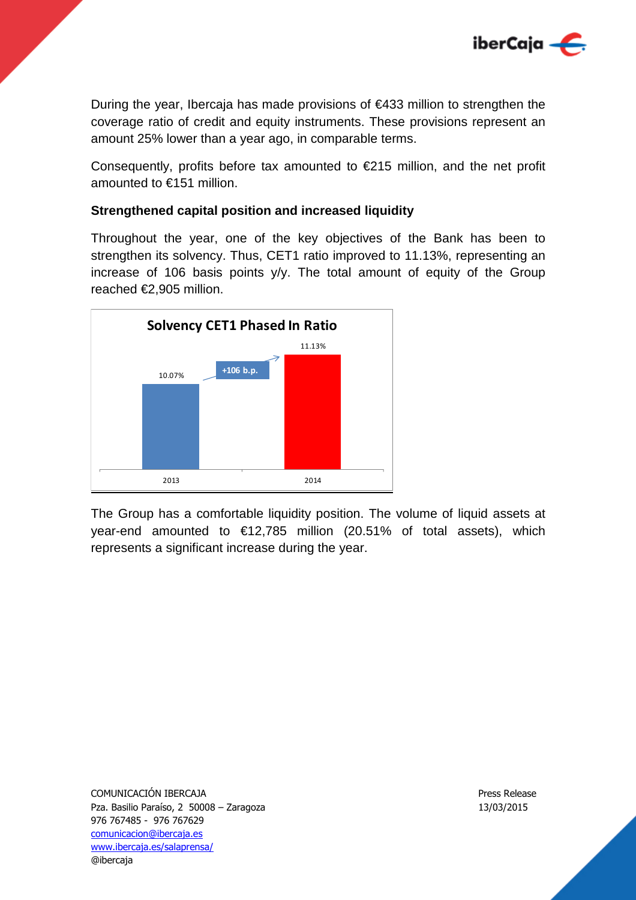During the year, Ibercaja has made provisions of €433 million to strengthen the coverage ratio of credit and equity instruments. These provisions represent an amount 25% lower than a year ago, in comparable terms.

Consequently, profits before tax amounted to €215 million, and the net profit amounted to €151 million.

### Strengthened capital position and increased liquidity

Throughout the year, one of the key objectives of the Bank has been to strengthen its solvency. Thus, CET1 ratio improved to 11.13%, representing an increase of 106 basis points y/y. The total amount of equity of the Group reached €2,905 million.

**Solvency CET1 Phased In Ratio**

| 2013 | 2014 |
| --- | --- |
| 10.07% | 11.13% |

+106 b.p.

The Group has a comfortable liquidity position. The volume of liquid assets at year-end amounted to €12,785 million (20.51% of total assets), which represents a significant increase during the year.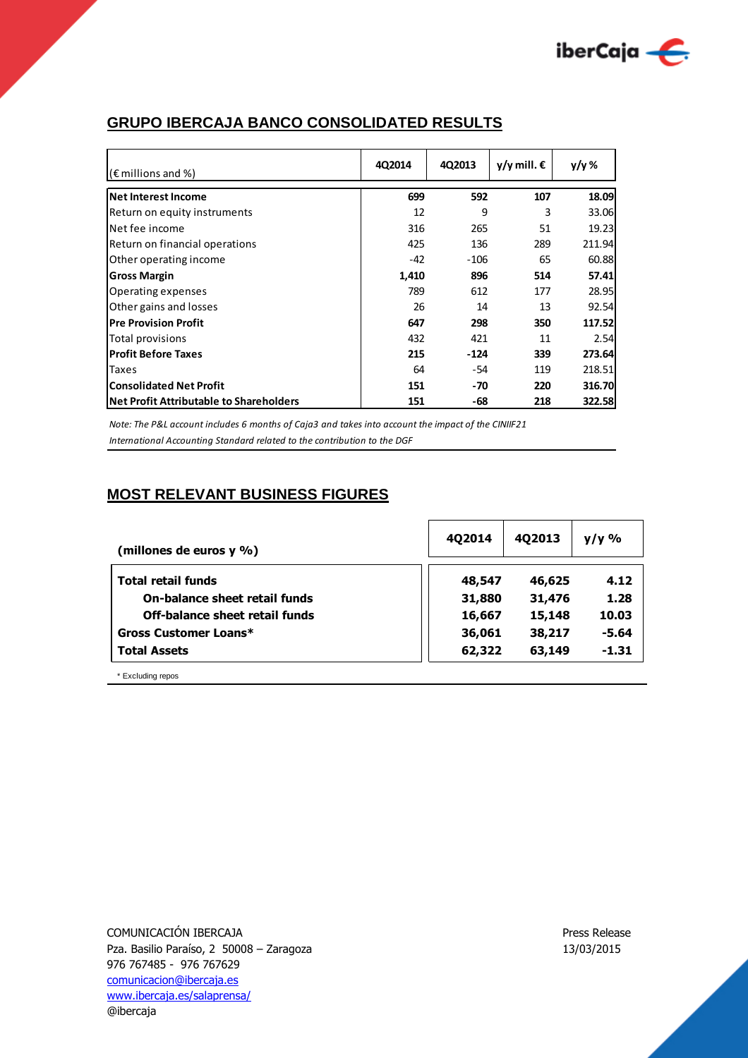## GRUPO IBERCAJA BANCO CONSOLIDATED RESULTS

| (€ millions and %) | 4Q2014 | 4Q2013 | y/y mill. € | y/y % |
|---|---|---|---|---|
| **Net Interest Income** | **699** | **592** | **107** | **18.09** |
| Return on equity instruments | 12 | 9 | 3 | 33.06 |
| Net fee income | 316 | 265 | 51 | 19.23 |
| Return on financial operations | 425 | 136 | 289 | 211.94 |
| Other operating income | -42 | -106 | 65 | 60.88 |
| **Gross Margin** | **1,410** | **896** | **514** | **57.41** |
| Operating expenses | 789 | 612 | 177 | 28.95 |
| Other gains and losses | 26 | 14 | 13 | 92.54 |
| **Pre Provision Profit** | **647** | **298** | **350** | **117.52** |
| Total provisions | 432 | 421 | 11 | 2.54 |
| **Profit Before Taxes** | **215** | **-124** | **339** | **273.64** |
| Taxes | 64 | -54 | 119 | 218.51 |
| **Consolidated Net Profit** | **151** | **-70** | **220** | **316.70** |
| **Net Profit Attributable to Shareholders** | **151** | **-68** | **218** | **322.58** |

*Note: The P&L account includes 6 months of Caja3 and takes into account the impact of the CINIIF21 International Accounting Standard related to the contribution to the DGF*

## MOST RELEVANT BUSINESS FIGURES

| (millones de euros y %) | 4Q2014 | 4Q2013 | y/y % |
|---|---|---|---|
| **Total retail funds** | **48,547** | **46,625** | **4.12** |
| **On-balance sheet retail funds** | **31,880** | **31,476** | **1.28** |
| **Off-balance sheet retail funds** | **16,667** | **15,148** | **10.03** |
| **Gross Customer Loans*** | **36,061** | **38,217** | **-5.64** |
| **Total Assets** | **62,322** | **63,149** | **-1.31** |

* Excluding repos

COMUNICACIÓN IBERCAJA
Pza. Basilio Paraíso, 2 50008 – Zaragoza
976 767485 - 976 767629
comunicacion@ibercaja.es
www.ibercaja.es/salaprensa/
@ibercaja

Press Release
13/03/2015